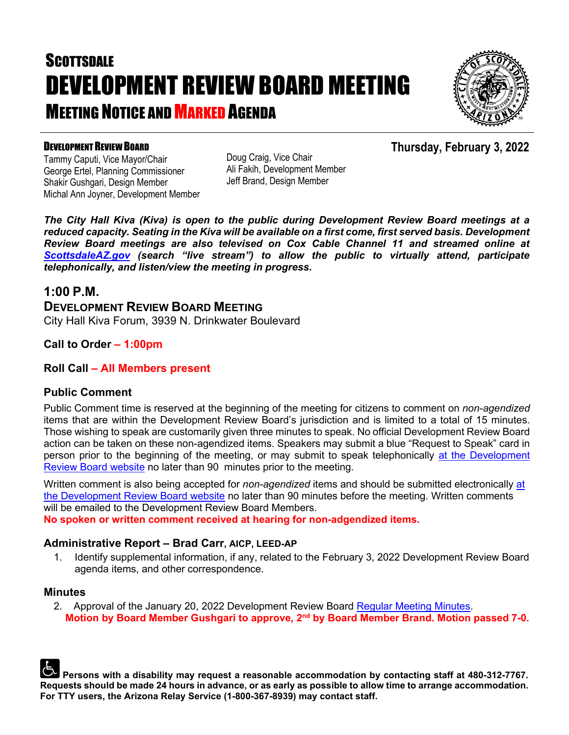# SCOTTSDALE

# DEVELOPMENT REVIEW BOARD MEETING

## MEETING NOTICE AND MARKED AGENDA

**DEVELOPMENT REVIEW BOARD**

Tammy Caputi, Vice Mayor/Chair
George Ertel, Planning Commissioner
Shakir Gushgari, Design Member
Michal Ann Joyner, Development Member
Doug Craig, Vice Chair
Ali Fakih, Development Member
Jeff Brand, Design Member

**Thursday, February 3, 2022**

***The City Hall Kiva (Kiva) is open to the public during Development Review Board meetings at a reduced capacity. Seating in the Kiva will be available on a first come, first served basis. Development Review Board meetings are also televised on Cox Cable Channel 11 and streamed online at ScottsdaleAZ.gov (search "live stream") to allow the public to virtually attend, participate telephonically, and listen/view the meeting in progress.***

## 1:00 P.M.

### DEVELOPMENT REVIEW BOARD MEETING

City Hall Kiva Forum, 3939 N. Drinkwater Boulevard

**Call to Order – 1:00pm**

**Roll Call – All Members present**

### Public Comment

Public Comment time is reserved at the beginning of the meeting for citizens to comment on *non-agendized* items that are within the Development Review Board's jurisdiction and is limited to a total of 15 minutes. Those wishing to speak are customarily given three minutes to speak. No official Development Review Board action can be taken on these non-agendized items. Speakers may submit a blue "Request to Speak" card in person prior to the beginning of the meeting, or may submit to speak telephonically at the Development Review Board website no later than 90 minutes prior to the meeting.

Written comment is also being accepted for *non-agendized* items and should be submitted electronically at the Development Review Board website no later than 90 minutes before the meeting. Written comments will be emailed to the Development Review Board Members.

**No spoken or written comment received at hearing for non-adgendized items.**

### Administrative Report – Brad Carr, AICP, LEED-AP

1. Identify supplemental information, if any, related to the February 3, 2022 Development Review Board agenda items, and other correspondence.

### Minutes

2. Approval of the January 20, 2022 Development Review Board Regular Meeting Minutes.
   **Motion by Board Member Gushgari to approve, 2nd by Board Member Brand. Motion passed 7-0.**

**Persons with a disability may request a reasonable accommodation by contacting staff at 480-312-7767. Requests should be made 24 hours in advance, or as early as possible to allow time to arrange accommodation. For TTY users, the Arizona Relay Service (1-800-367-8939) may contact staff.**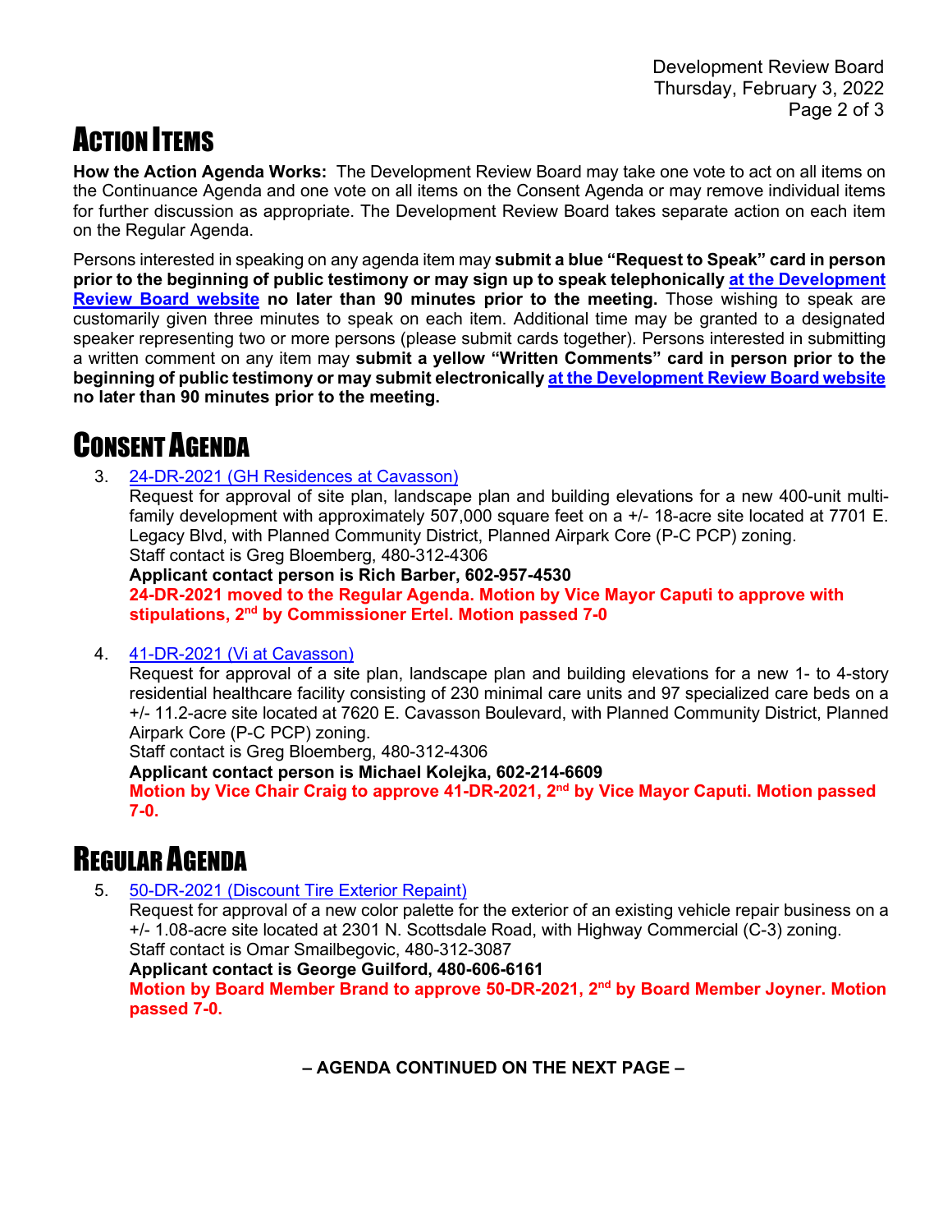# ACTION ITEMS

**How the Action Agenda Works:** The Development Review Board may take one vote to act on all items on the Continuance Agenda and one vote on all items on the Consent Agenda or may remove individual items for further discussion as appropriate. The Development Review Board takes separate action on each item on the Regular Agenda.

Persons interested in speaking on any agenda item may **submit a blue "Request to Speak" card in person prior to the beginning of public testimony or may sign up to speak telephonically [at the Development Review Board website](#) no later than 90 minutes prior to the meeting.** Those wishing to speak are customarily given three minutes to speak on each item. Additional time may be granted to a designated speaker representing two or more persons (please submit cards together). Persons interested in submitting a written comment on any item may **submit a yellow "Written Comments" card in person prior to the beginning of public testimony or may submit electronically [at the Development Review Board website](#) no later than 90 minutes prior to the meeting.**

# CONSENT AGENDA

3. [24-DR-2021 (GH Residences at Cavasson)](#)
   Request for approval of site plan, landscape plan and building elevations for a new 400-unit multi-family development with approximately 507,000 square feet on a +/- 18-acre site located at 7701 E. Legacy Blvd, with Planned Community District, Planned Airpark Core (P-C PCP) zoning.
   Staff contact is Greg Bloemberg, 480-312-4306
   **Applicant contact person is Rich Barber, 602-957-4530**
   **24-DR-2021 moved to the Regular Agenda. Motion by Vice Mayor Caputi to approve with stipulations, 2nd by Commissioner Ertel. Motion passed 7-0**

4. [41-DR-2021 (Vi at Cavasson)](#)
   Request for approval of a site plan, landscape plan and building elevations for a new 1- to 4-story residential healthcare facility consisting of 230 minimal care units and 97 specialized care beds on a +/- 11.2-acre site located at 7620 E. Cavasson Boulevard, with Planned Community District, Planned Airpark Core (P-C PCP) zoning.
   Staff contact is Greg Bloemberg, 480-312-4306
   **Applicant contact person is Michael Kolejka, 602-214-6609**
   **Motion by Vice Chair Craig to approve 41-DR-2021, 2nd by Vice Mayor Caputi. Motion passed 7-0.**

# REGULAR AGENDA

5. [50-DR-2021 (Discount Tire Exterior Repaint)](#)
   Request for approval of a new color palette for the exterior of an existing vehicle repair business on a +/- 1.08-acre site located at 2301 N. Scottsdale Road, with Highway Commercial (C-3) zoning.
   Staff contact is Omar Smailbegovic, 480-312-3087
   **Applicant contact is George Guilford, 480-606-6161**
   **Motion by Board Member Brand to approve 50-DR-2021, 2nd by Board Member Joyner. Motion passed 7-0.**

**– AGENDA CONTINUED ON THE NEXT PAGE –**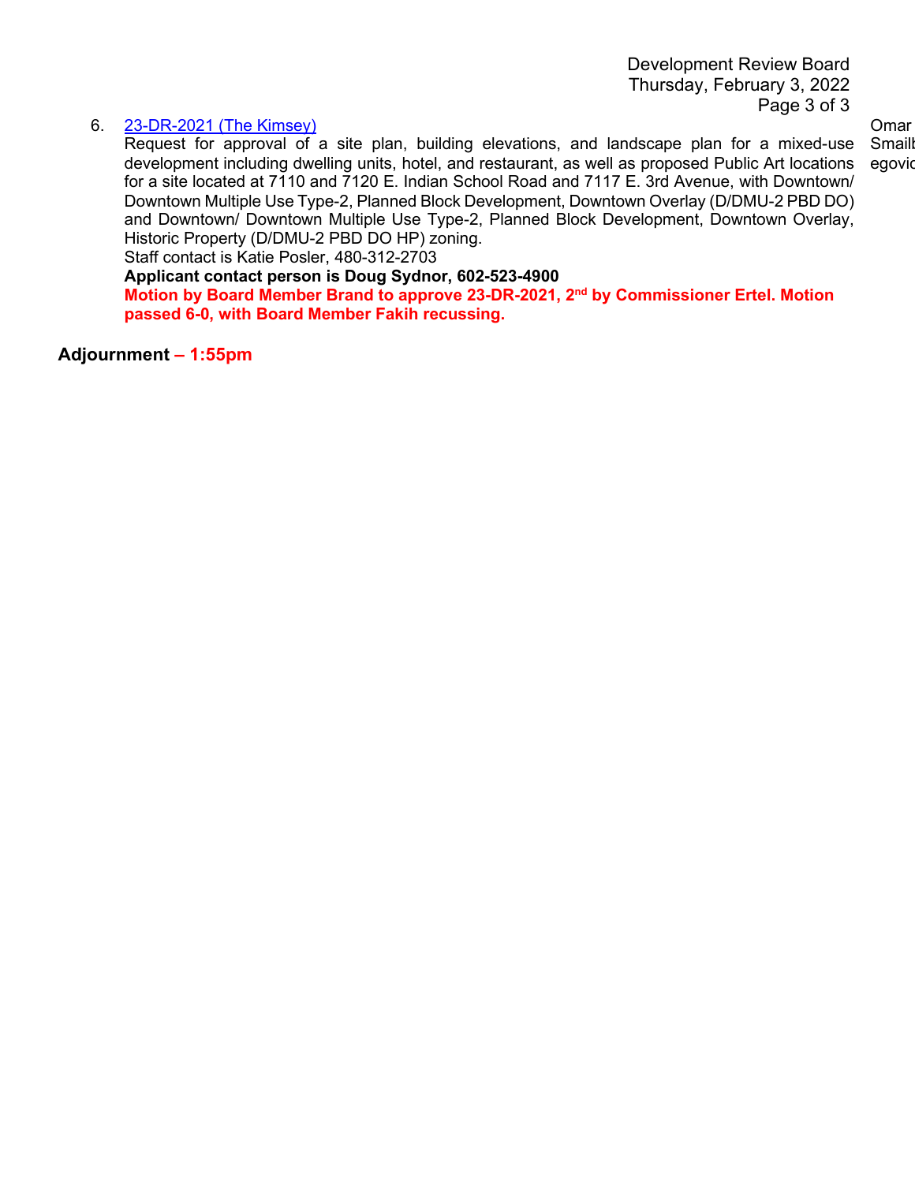6. [23-DR-2021 (The Kimsey)]
   Request for approval of a site plan, building elevations, and landscape plan for a mixed-use development including dwelling units, hotel, and restaurant, as well as proposed Public Art locations for a site located at 7110 and 7120 E. Indian School Road and 7117 E. 3rd Avenue, with Downtown/ Downtown Multiple Use Type-2, Planned Block Development, Downtown Overlay (D/DMU-2 PBD DO) and Downtown/ Downtown Multiple Use Type-2, Planned Block Development, Downtown Overlay, Historic Property (D/DMU-2 PBD DO HP) zoning.
   Staff contact is Katie Posler, 480-312-2703
   **Applicant contact person is Doug Sydnor, 602-523-4900**
   **Motion by Board Member Brand to approve 23-DR-2021, 2nd by Commissioner Ertel. Motion passed 6-0, with Board Member Fakih recussing.**

Omar Smailb egovic

**Adjournment – 1:55pm**